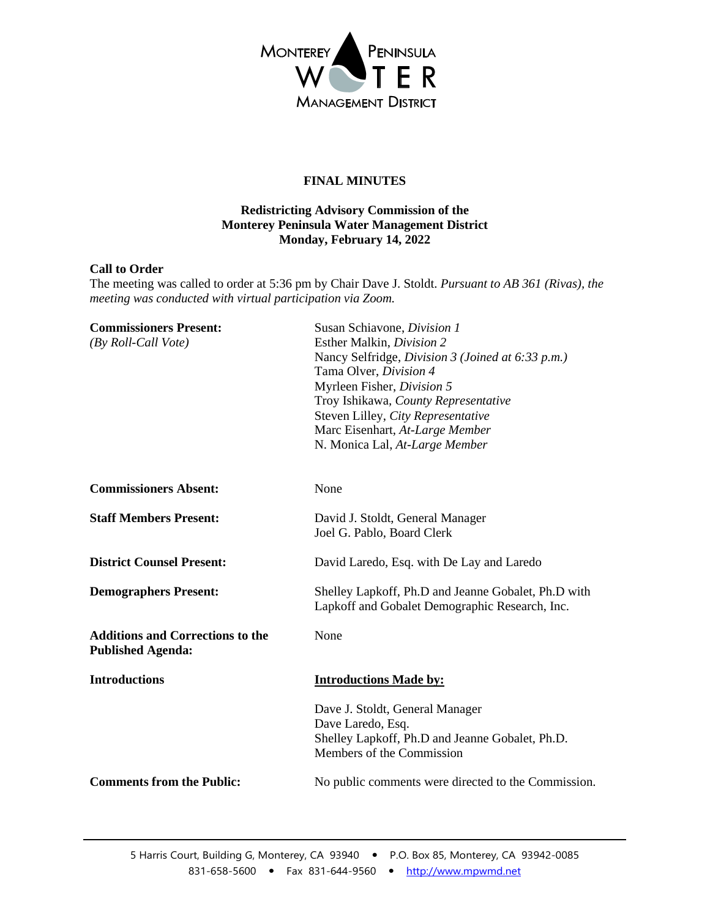MONTEREY PENINSULA WATER MANAGEMENT DISTRICT

# FINAL MINUTES

**Redistricting Advisory Commission of the Monterey Peninsula Water Management District Monday, February 14, 2022**

**Call to Order**

The meeting was called to order at 5:36 pm by Chair Dave J. Stoldt. *Pursuant to AB 361 (Rivas), the meeting was conducted with virtual participation via Zoom.*

| | |
|---|---|
| **Commissioners Present:** *(By Roll-Call Vote)* | Susan Schiavone, *Division 1*<br>Esther Malkin, *Division 2*<br>Nancy Selfridge, *Division 3 (Joined at 6:33 p.m.)*<br>Tama Olver, *Division 4*<br>Myrleen Fisher, *Division 5*<br>Troy Ishikawa, *County Representative*<br>Steven Lilley, *City Representative*<br>Marc Eisenhart, *At-Large Member*<br>N. Monica Lal, *At-Large Member* |
| **Commissioners Absent:** | None |
| **Staff Members Present:** | David J. Stoldt, General Manager<br>Joel G. Pablo, Board Clerk |
| **District Counsel Present:** | David Laredo, Esq. with De Lay and Laredo |
| **Demographers Present:** | Shelley Lapkoff, Ph.D and Jeanne Gobalet, Ph.D with Lapkoff and Gobalet Demographic Research, Inc. |
| **Additions and Corrections to the Published Agenda:** | None |
| **Introductions** | **<u>Introductions Made by:</u>**<br><br>Dave J. Stoldt, General Manager<br>Dave Laredo, Esq.<br>Shelley Lapkoff, Ph.D and Jeanne Gobalet, Ph.D.<br>Members of the Commission |
| **Comments from the Public:** | No public comments were directed to the Commission. |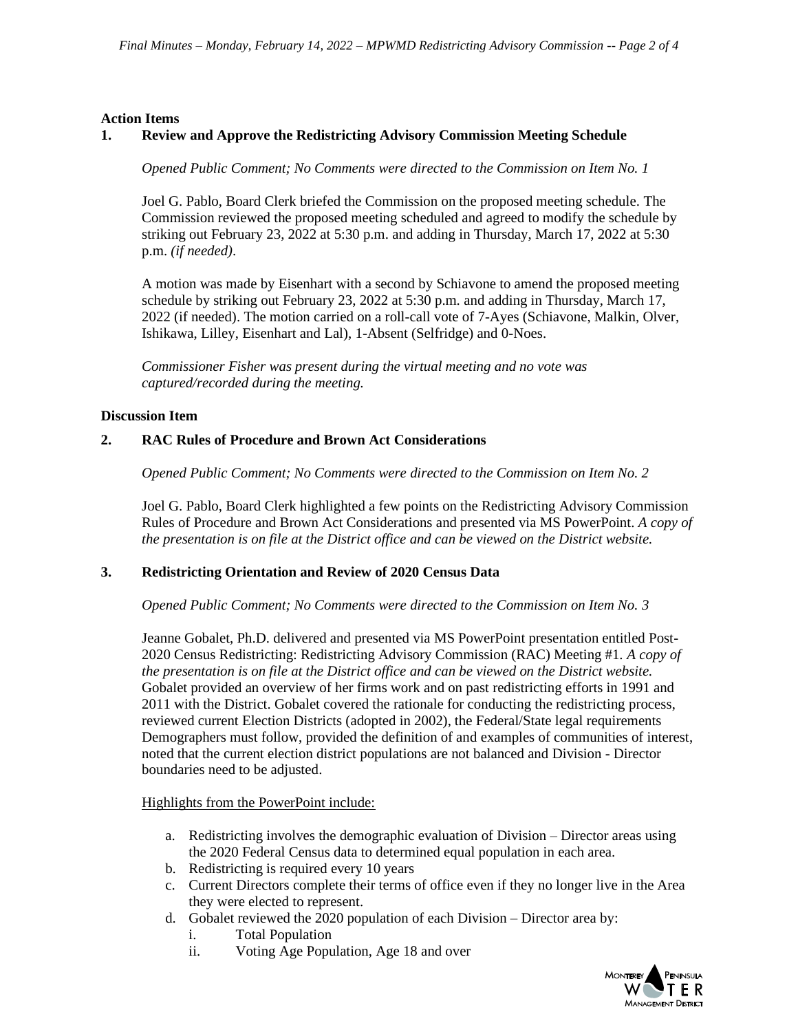**Action Items**

**1. Review and Approve the Redistricting Advisory Commission Meeting Schedule**

*Opened Public Comment; No Comments were directed to the Commission on Item No. 1*

Joel G. Pablo, Board Clerk briefed the Commission on the proposed meeting schedule. The Commission reviewed the proposed meeting scheduled and agreed to modify the schedule by striking out February 23, 2022 at 5:30 p.m. and adding in Thursday, March 17, 2022 at 5:30 p.m. *(if needed)*.

A motion was made by Eisenhart with a second by Schiavone to amend the proposed meeting schedule by striking out February 23, 2022 at 5:30 p.m. and adding in Thursday, March 17, 2022 (if needed). The motion carried on a roll-call vote of 7-Ayes (Schiavone, Malkin, Olver, Ishikawa, Lilley, Eisenhart and Lal), 1-Absent (Selfridge) and 0-Noes.

*Commissioner Fisher was present during the virtual meeting and no vote was captured/recorded during the meeting.*

**Discussion Item**

**2. RAC Rules of Procedure and Brown Act Considerations**

*Opened Public Comment; No Comments were directed to the Commission on Item No. 2*

Joel G. Pablo, Board Clerk highlighted a few points on the Redistricting Advisory Commission Rules of Procedure and Brown Act Considerations and presented via MS PowerPoint. *A copy of the presentation is on file at the District office and can be viewed on the District website.*

**3. Redistricting Orientation and Review of 2020 Census Data**

*Opened Public Comment; No Comments were directed to the Commission on Item No. 3*

Jeanne Gobalet, Ph.D. delivered and presented via MS PowerPoint presentation entitled Post-2020 Census Redistricting: Redistricting Advisory Commission (RAC) Meeting #1. *A copy of the presentation is on file at the District office and can be viewed on the District website.* Gobalet provided an overview of her firms work and on past redistricting efforts in 1991 and 2011 with the District. Gobalet covered the rationale for conducting the redistricting process, reviewed current Election Districts (adopted in 2002), the Federal/State legal requirements Demographers must follow, provided the definition of and examples of communities of interest, noted that the current election district populations are not balanced and Division - Director boundaries need to be adjusted.

Highlights from the PowerPoint include:

a. Redistricting involves the demographic evaluation of Division – Director areas using the 2020 Federal Census data to determined equal population in each area.
b. Redistricting is required every 10 years
c. Current Directors complete their terms of office even if they no longer live in the Area they were elected to represent.
d. Gobalet reviewed the 2020 population of each Division – Director area by:
   i. Total Population
   ii. Voting Age Population, Age 18 and over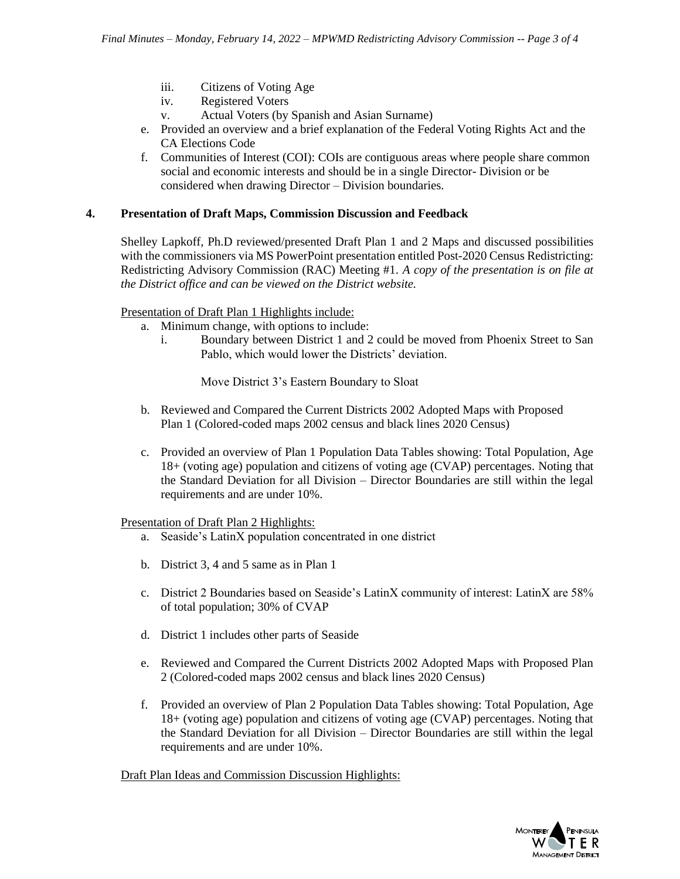iii. Citizens of Voting Age
   iv. Registered Voters
   v. Actual Voters (by Spanish and Asian Surname)

e. Provided an overview and a brief explanation of the Federal Voting Rights Act and the CA Elections Code
f. Communities of Interest (COI): COIs are contiguous areas where people share common social and economic interests and should be in a single Director- Division or be considered when drawing Director – Division boundaries.

**4. Presentation of Draft Maps, Commission Discussion and Feedback**

Shelley Lapkoff, Ph.D reviewed/presented Draft Plan 1 and 2 Maps and discussed possibilities with the commissioners via MS PowerPoint presentation entitled Post-2020 Census Redistricting: Redistricting Advisory Commission (RAC) Meeting #1. *A copy of the presentation is on file at the District office and can be viewed on the District website.*

Presentation of Draft Plan 1 Highlights include:

a. Minimum change, with options to include:
   i. Boundary between District 1 and 2 could be moved from Phoenix Street to San Pablo, which would lower the Districts' deviation.

      Move District 3's Eastern Boundary to Sloat

b. Reviewed and Compared the Current Districts 2002 Adopted Maps with Proposed Plan 1 (Colored-coded maps 2002 census and black lines 2020 Census)

c. Provided an overview of Plan 1 Population Data Tables showing: Total Population, Age 18+ (voting age) population and citizens of voting age (CVAP) percentages. Noting that the Standard Deviation for all Division – Director Boundaries are still within the legal requirements and are under 10%.

Presentation of Draft Plan 2 Highlights:

a. Seaside's LatinX population concentrated in one district

b. District 3, 4 and 5 same as in Plan 1

c. District 2 Boundaries based on Seaside's LatinX community of interest: LatinX are 58% of total population; 30% of CVAP

d. District 1 includes other parts of Seaside

e. Reviewed and Compared the Current Districts 2002 Adopted Maps with Proposed Plan 2 (Colored-coded maps 2002 census and black lines 2020 Census)

f. Provided an overview of Plan 2 Population Data Tables showing: Total Population, Age 18+ (voting age) population and citizens of voting age (CVAP) percentages. Noting that the Standard Deviation for all Division – Director Boundaries are still within the legal requirements and are under 10%.

Draft Plan Ideas and Commission Discussion Highlights: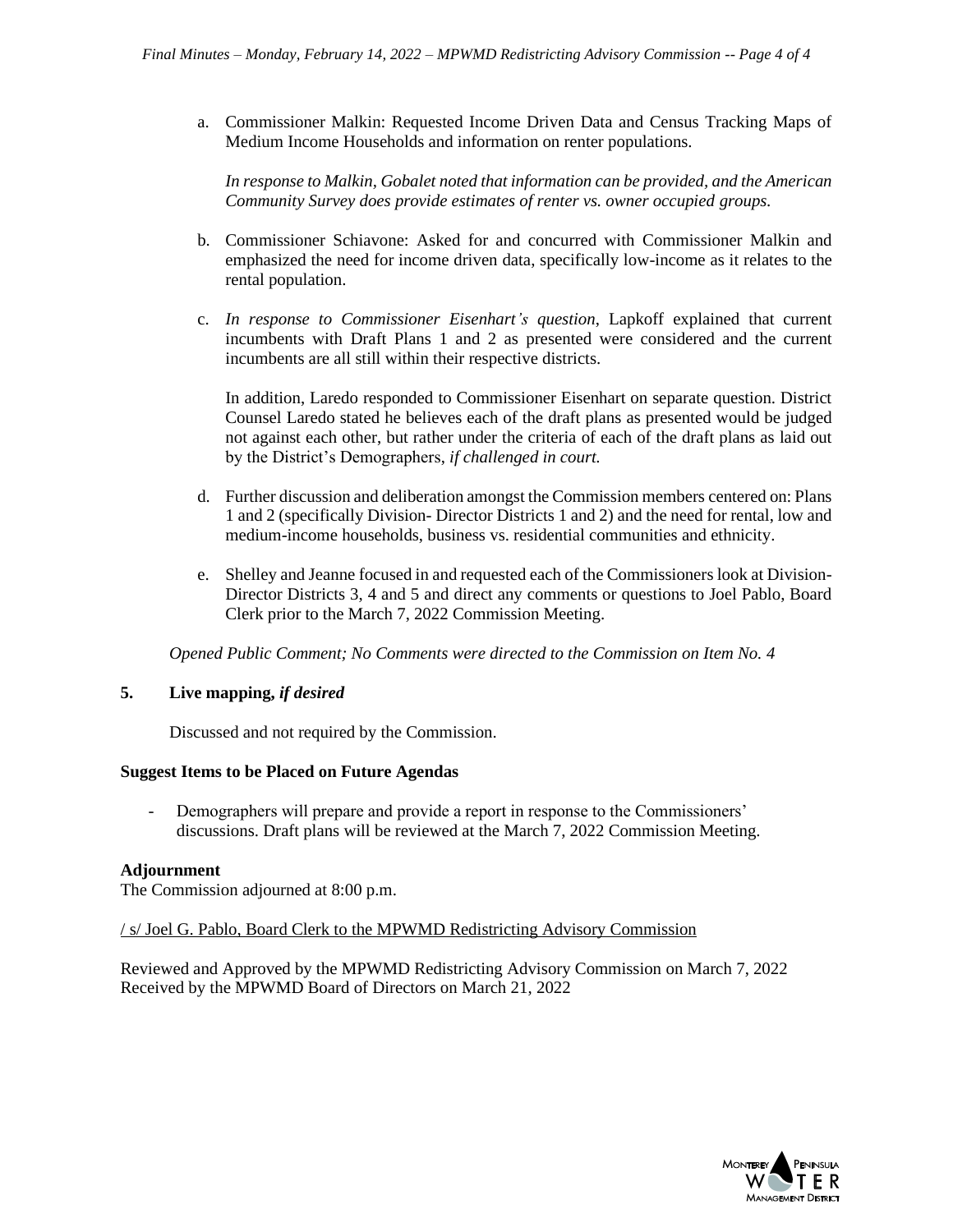a. Commissioner Malkin: Requested Income Driven Data and Census Tracking Maps of Medium Income Households and information on renter populations.

   *In response to Malkin, Gobalet noted that information can be provided, and the American Community Survey does provide estimates of renter vs. owner occupied groups.*

b. Commissioner Schiavone: Asked for and concurred with Commissioner Malkin and emphasized the need for income driven data, specifically low-income as it relates to the rental population.

c. *In response to Commissioner Eisenhart's question*, Lapkoff explained that current incumbents with Draft Plans 1 and 2 as presented were considered and the current incumbents are all still within their respective districts.

   In addition, Laredo responded to Commissioner Eisenhart on separate question. District Counsel Laredo stated he believes each of the draft plans as presented would be judged not against each other, but rather under the criteria of each of the draft plans as laid out by the District's Demographers, *if challenged in court.*

d. Further discussion and deliberation amongst the Commission members centered on: Plans 1 and 2 (specifically Division- Director Districts 1 and 2) and the need for rental, low and medium-income households, business vs. residential communities and ethnicity.

e. Shelley and Jeanne focused in and requested each of the Commissioners look at Division-Director Districts 3, 4 and 5 and direct any comments or questions to Joel Pablo, Board Clerk prior to the March 7, 2022 Commission Meeting.

*Opened Public Comment; No Comments were directed to the Commission on Item No. 4*

**5. Live mapping,** ***if desired***

Discussed and not required by the Commission.

**Suggest Items to be Placed on Future Agendas**

- Demographers will prepare and provide a report in response to the Commissioners' discussions. Draft plans will be reviewed at the March 7, 2022 Commission Meeting.

**Adjournment**

The Commission adjourned at 8:00 p.m.

/ s/ Joel G. Pablo, Board Clerk to the MPWMD Redistricting Advisory Commission

Reviewed and Approved by the MPWMD Redistricting Advisory Commission on March 7, 2022
Received by the MPWMD Board of Directors on March 21, 2022

MONTEREY PENINSULA WATER MANAGEMENT DISTRICT